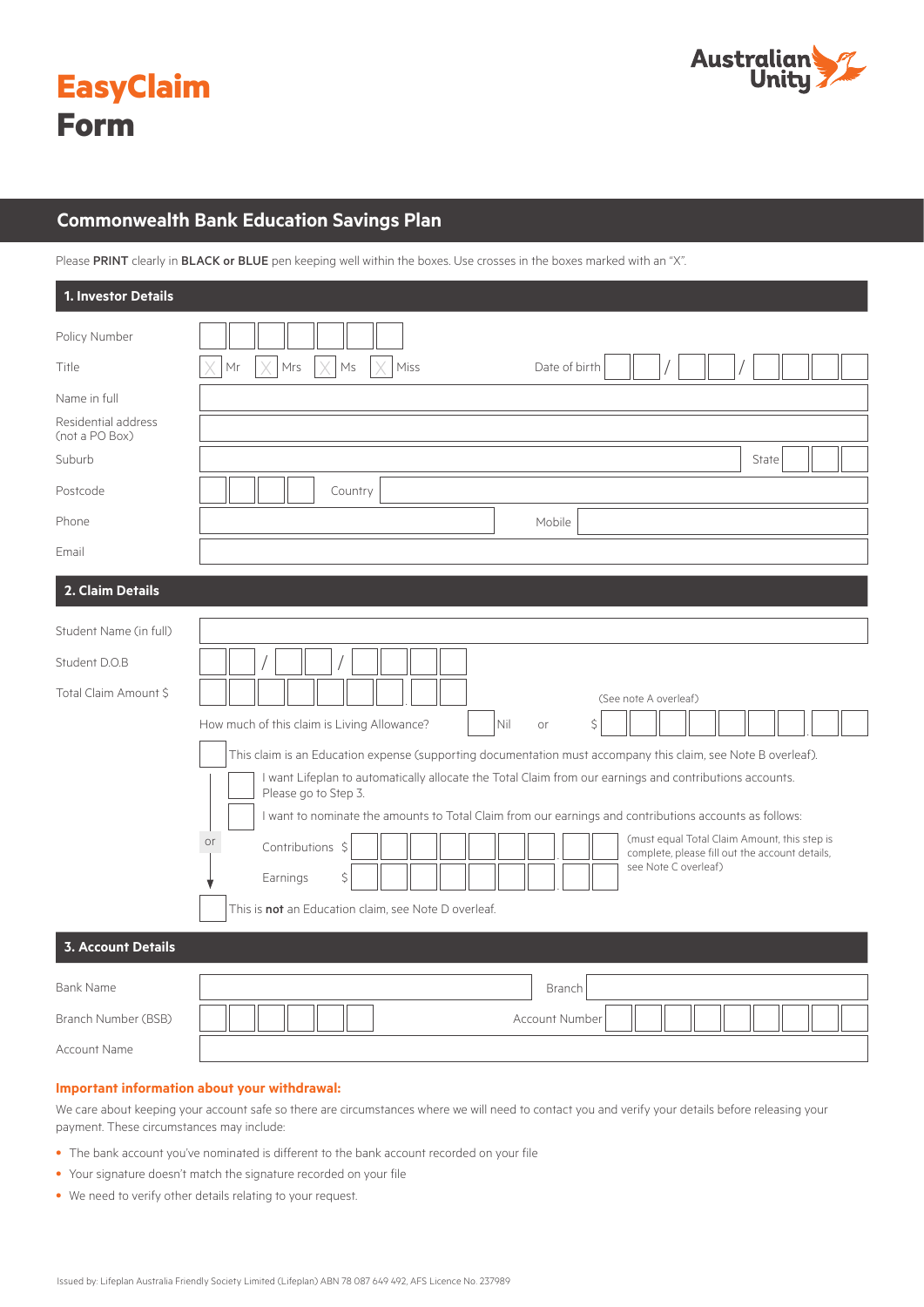# EasyClaim Form

Australian Unity

## Commonwealth Bank Education Savings Plan

Please **PRINT** clearly in **BLACK or BLUE** pen keeping well within the boxes. Use crosses in the boxes marked with an "X".

### 1. Investor Details

Policy Number

Title ☐ Mr ☐ Mrs ☐ Ms ☐ Miss Date of birth __ __ / __ __ / __ __ __ __

Name in full

Residential address (not a PO Box)

Suburb State

Postcode Country

Phone Mobile

Email

### 2. Claim Details

Student Name (in full)

Student D.O.B __ __ / __ __ / __ __ __ __

Total Claim Amount $ (See note A overleaf)

How much of this claim is Living Allowance? ☐ Nil or $

☐ This claim is an Education expense (supporting documentation must accompany this claim, see Note B overleaf).

- ☐ I want Lifeplan to automatically allocate the Total Claim from our earnings and contributions accounts. Please go to Step 3.
- ☐ I want to nominate the amounts to Total Claim from our earnings and contributions accounts as follows:

or

Contributions $

Earnings $

(must equal Total Claim Amount, this step is complete, please fill out the account details, see Note C overleaf)

☐ This is **not** an Education claim, see Note D overleaf.

### 3. Account Details

Bank Name Branch

Branch Number (BSB) Account Number

Account Name

**Important information about your withdrawal:**

We care about keeping your account safe so there are circumstances where we will need to contact you and verify your details before releasing your payment. These circumstances may include:

- The bank account you've nominated is different to the bank account recorded on your file
- Your signature doesn't match the signature recorded on your file
- We need to verify other details relating to your request.

Issued by: Lifeplan Australia Friendly Society Limited (Lifeplan) ABN 78 087 649 492, AFS Licence No. 237989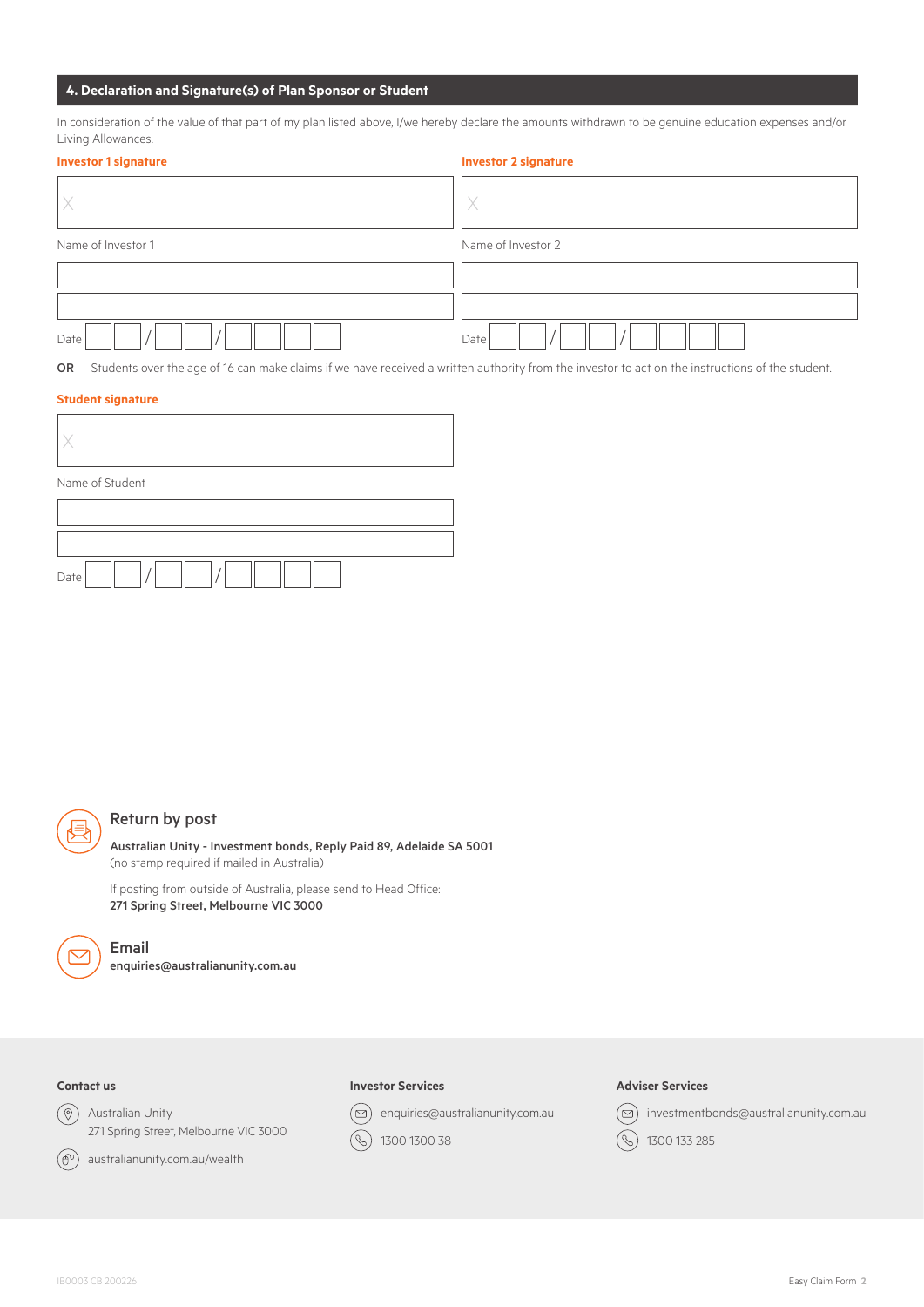## 4. Declaration and Signature(s) of Plan Sponsor or Student

In consideration of the value of that part of my plan listed above, I/we hereby declare the amounts withdrawn to be genuine education expenses and/or Living Allowances.

**Investor 1 signature**

X

Name of Investor 1

Date \_\_ \_\_ / \_\_ \_\_ / \_\_ \_\_ \_\_ \_\_

**Investor 2 signature**

X

Name of Investor 2

Date \_\_ \_\_ / \_\_ \_\_ / \_\_ \_\_ \_\_ \_\_

**OR** Students over the age of 16 can make claims if we have received a written authority from the investor to act on the instructions of the student.

**Student signature**

X

Name of Student

Date \_\_ \_\_ / \_\_ \_\_ / \_\_ \_\_ \_\_ \_\_

### Return by post

**Australian Unity - Investment bonds, Reply Paid 89, Adelaide SA 5001**
(no stamp required if mailed in Australia)

If posting from outside of Australia, please send to Head Office:
**271 Spring Street, Melbourne VIC 3000**

### Email

**enquiries@australianunity.com.au**

**Contact us**

Australian Unity
271 Spring Street, Melbourne VIC 3000

australianunity.com.au/wealth

**Investor Services**

enquiries@australianunity.com.au

1300 1300 38

**Adviser Services**

investmentbonds@australianunity.com.au

1300 133 285

IB0003 CB 200226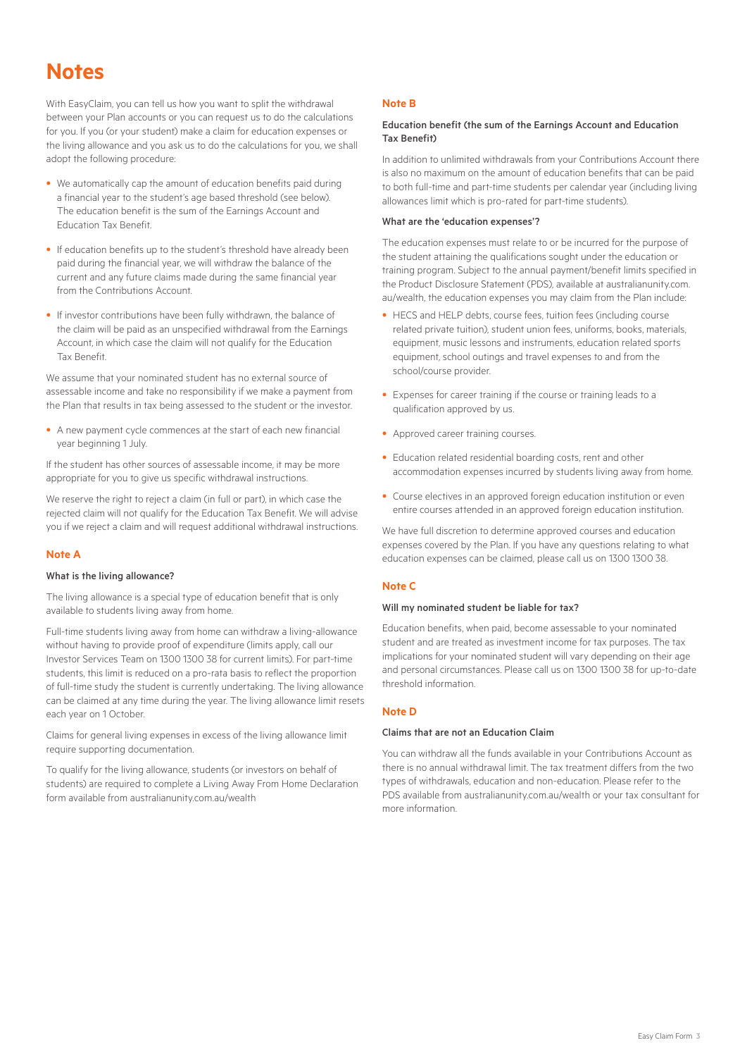# Notes

With EasyClaim, you can tell us how you want to split the withdrawal between your Plan accounts or you can request us to do the calculations for you. If you (or your student) make a claim for education expenses or the living allowance and you ask us to do the calculations for you, we shall adopt the following procedure:

- We automatically cap the amount of education benefits paid during a financial year to the student's age based threshold (see below). The education benefit is the sum of the Earnings Account and Education Tax Benefit.
- If education benefits up to the student's threshold have already been paid during the financial year, we will withdraw the balance of the current and any future claims made during the same financial year from the Contributions Account.
- If investor contributions have been fully withdrawn, the balance of the claim will be paid as an unspecified withdrawal from the Earnings Account, in which case the claim will not qualify for the Education Tax Benefit.

We assume that your nominated student has no external source of assessable income and take no responsibility if we make a payment from the Plan that results in tax being assessed to the student or the investor.

- A new payment cycle commences at the start of each new financial year beginning 1 July.

If the student has other sources of assessable income, it may be more appropriate for you to give us specific withdrawal instructions.

We reserve the right to reject a claim (in full or part), in which case the rejected claim will not qualify for the Education Tax Benefit. We will advise you if we reject a claim and will request additional withdrawal instructions.

## Note A

### What is the living allowance?

The living allowance is a special type of education benefit that is only available to students living away from home.

Full-time students living away from home can withdraw a living-allowance without having to provide proof of expenditure (limits apply, call our Investor Services Team on 1300 1300 38 for current limits). For part-time students, this limit is reduced on a pro-rata basis to reflect the proportion of full-time study the student is currently undertaking. The living allowance can be claimed at any time during the year. The living allowance limit resets each year on 1 October.

Claims for general living expenses in excess of the living allowance limit require supporting documentation.

To qualify for the living allowance, students (or investors on behalf of students) are required to complete a Living Away From Home Declaration form available from australianunity.com.au/wealth

## Note B

### Education benefit (the sum of the Earnings Account and Education Tax Benefit)

In addition to unlimited withdrawals from your Contributions Account there is also no maximum on the amount of education benefits that can be paid to both full-time and part-time students per calendar year (including living allowances limit which is pro-rated for part-time students).

### What are the 'education expenses'?

The education expenses must relate to or be incurred for the purpose of the student attaining the qualifications sought under the education or training program. Subject to the annual payment/benefit limits specified in the Product Disclosure Statement (PDS), available at australianunity.com.au/wealth, the education expenses you may claim from the Plan include:

- HECS and HELP debts, course fees, tuition fees (including course related private tuition), student union fees, uniforms, books, materials, equipment, music lessons and instruments, education related sports equipment, school outings and travel expenses to and from the school/course provider.
- Expenses for career training if the course or training leads to a qualification approved by us.
- Approved career training courses.
- Education related residential boarding costs, rent and other accommodation expenses incurred by students living away from home.
- Course electives in an approved foreign education institution or even entire courses attended in an approved foreign education institution.

We have full discretion to determine approved courses and education expenses covered by the Plan. If you have any questions relating to what education expenses can be claimed, please call us on 1300 1300 38.

## Note C

### Will my nominated student be liable for tax?

Education benefits, when paid, become assessable to your nominated student and are treated as investment income for tax purposes. The tax implications for your nominated student will vary depending on their age and personal circumstances. Please call us on 1300 1300 38 for up-to-date threshold information.

## Note D

### Claims that are not an Education Claim

You can withdraw all the funds available in your Contributions Account as there is no annual withdrawal limit. The tax treatment differs from the two types of withdrawals, education and non-education. Please refer to the PDS available from australianunity.com.au/wealth or your tax consultant for more information.